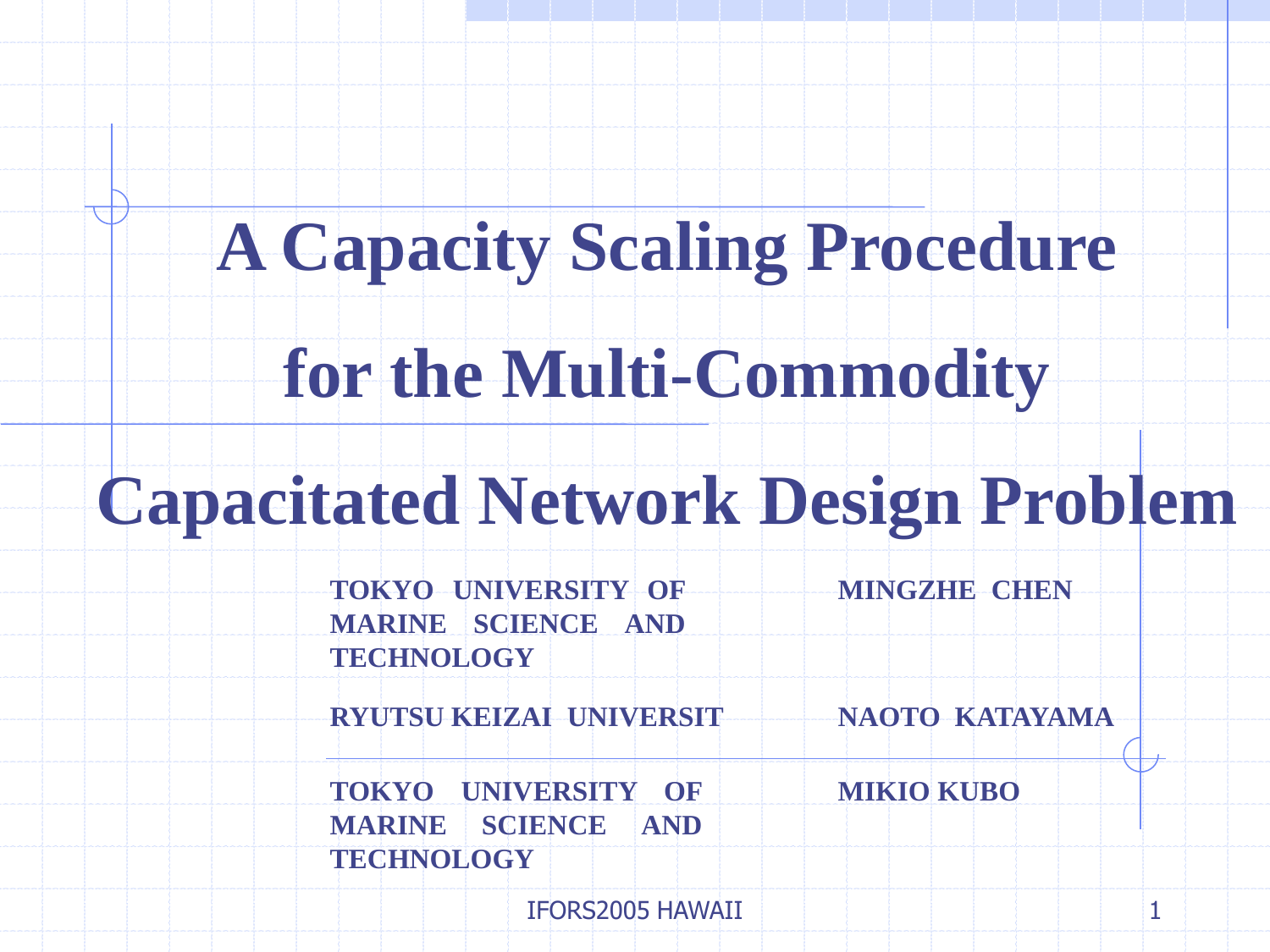# A Capacity Scaling Procedure for the Multi-Commodity Capacitated Network Design Problem

| | |
|---|---|
| **TOKYO UNIVERSITY OF MARINE SCIENCE AND TECHNOLOGY** | **MINGZHE CHEN** |
| **RYUTSU KEIZAI UNIVERSIT** | **NAOTO KATAYAMA** |
| **TOKYO UNIVERSITY OF MARINE SCIENCE AND TECHNOLOGY** | **MIKIO KUBO** |

IFORS2005 HAWAII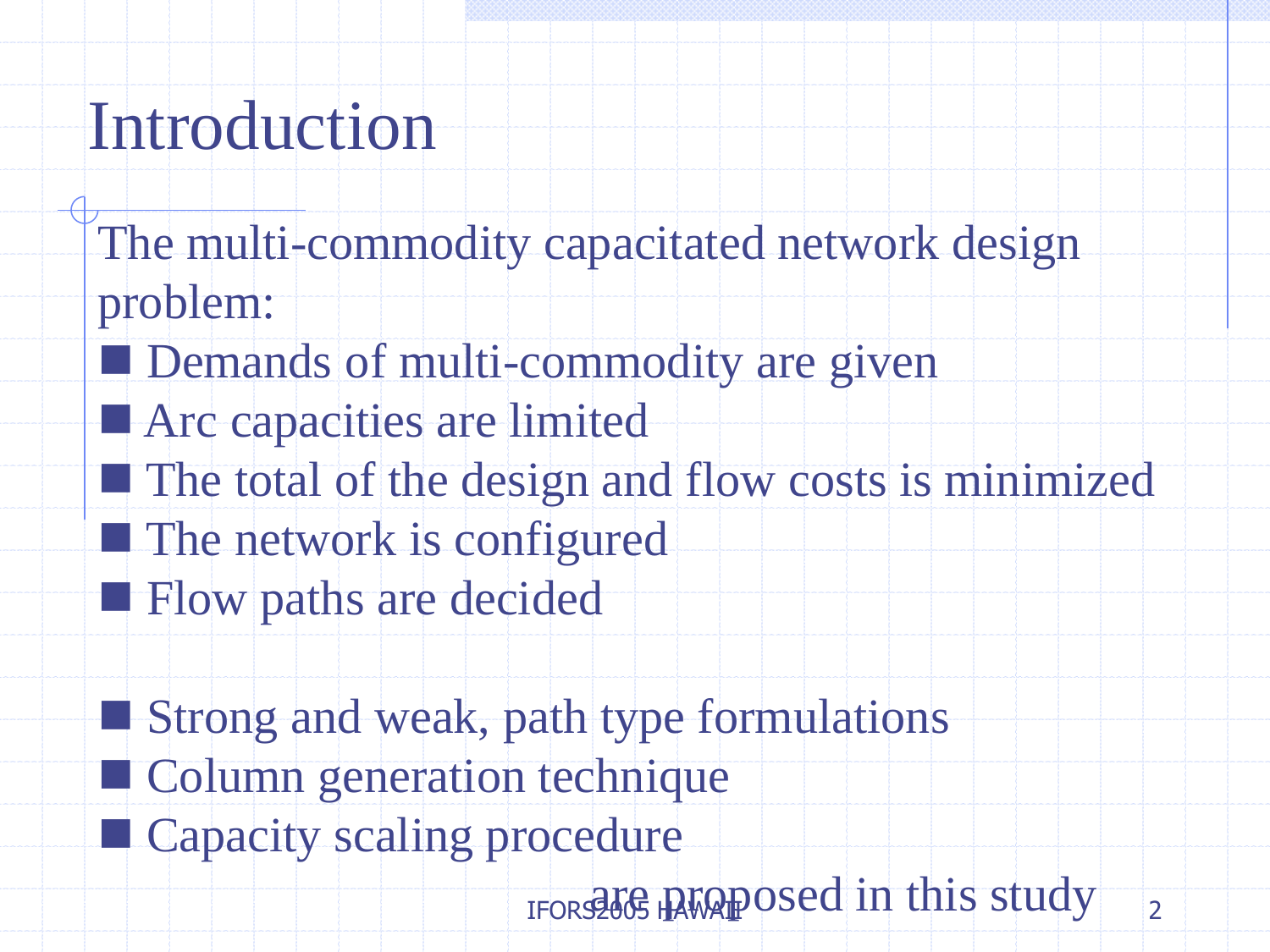# Introduction

The multi-commodity capacitated network design problem:

- Demands of multi-commodity are given
- Arc capacities are limited
- The total of the design and flow costs is minimized
- The network is configured
- Flow paths are decided

- Strong and weak, path type formulations
- Column generation technique
- Capacity scaling procedure

are proposed in this study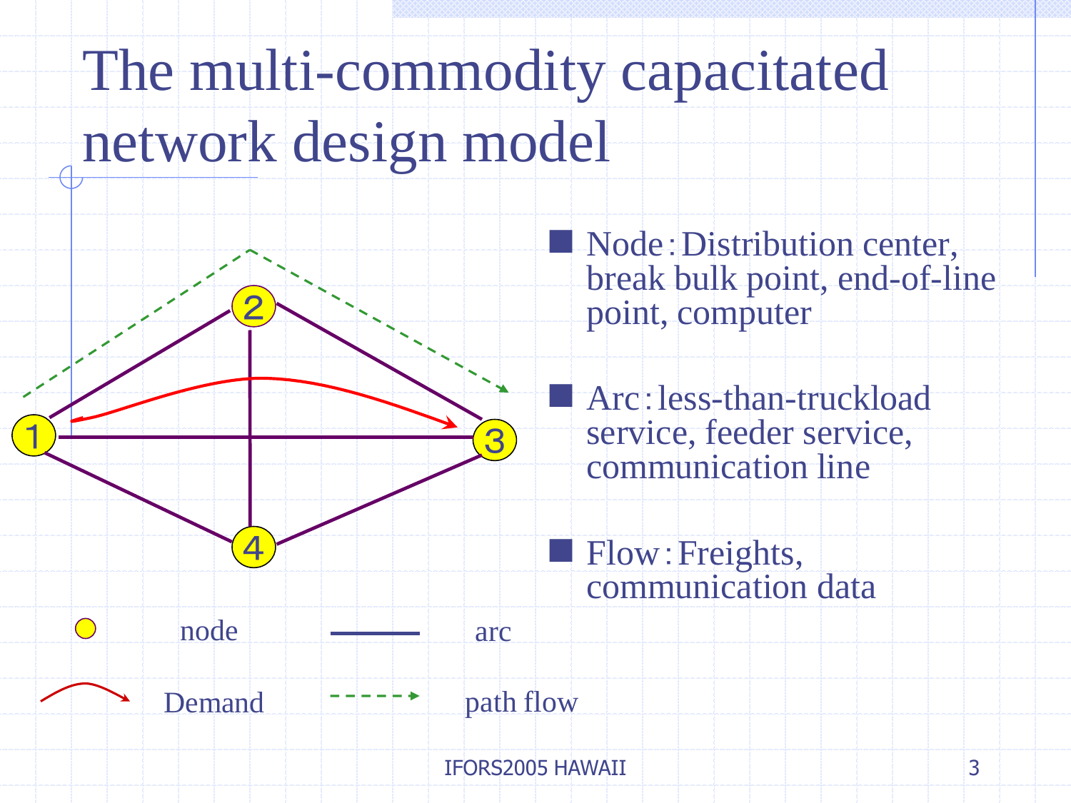# The multi-commodity capacitated network design model

- Node：Distribution center, break bulk point, end-of-line point, computer
- Arc：less-than-truckload service, feeder service, communication line
- Flow：Freights, communication data

node — arc

Demand — path flow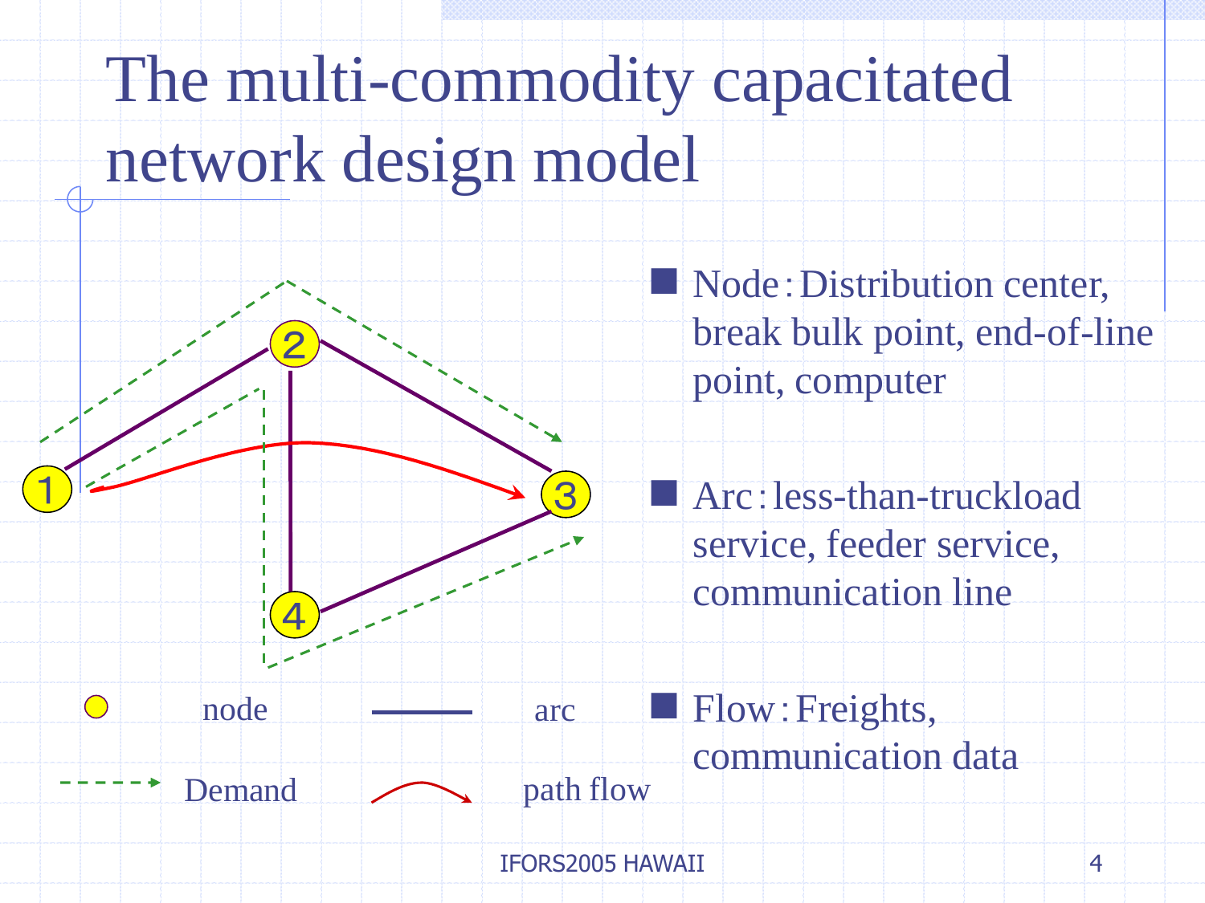# The multi-commodity capacitated network design model

- Node：Distribution center, break bulk point, end-of-line point, computer
- Arc：less-than-truckload service, feeder service, communication line
- Flow：Freights, communication data

node | arc | Demand | path flow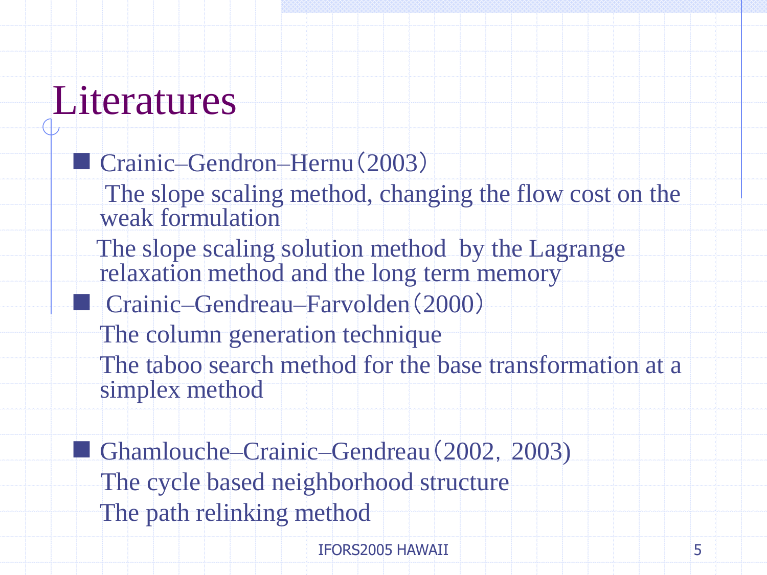# Literatures

- Crainic–Gendron–Hernu（2003）

  The slope scaling method, changing the flow cost on the weak formulation

  The slope scaling solution method by the Lagrange relaxation method and the long term memory

- Crainic–Gendreau–Farvolden（2000）

  The column generation technique

  The taboo search method for the base transformation at a simplex method

- Ghamlouche–Crainic–Gendreau（2002，2003)

  The cycle based neighborhood structure

  The path relinking method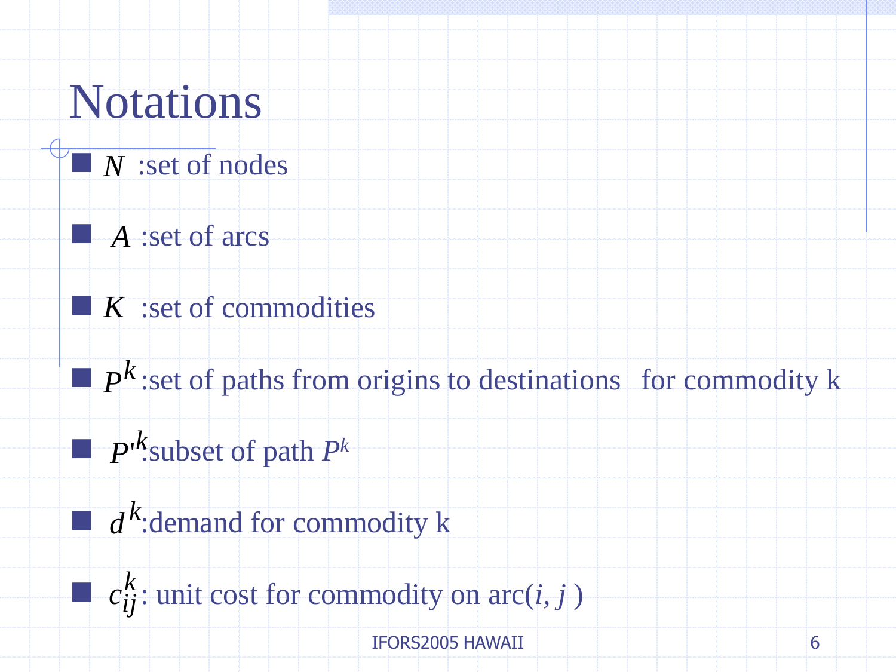# Notations

- $N$ :set of nodes
- $A$ :set of arcs
- $K$ :set of commodities
- $P^k$ :set of paths from origins to destinations for commodity k
- $P'^k$:subset of path $P^k$
- $d^k$:demand for commodity k
- $c_{ij}^k$: unit cost for commodity on arc$(i, j)$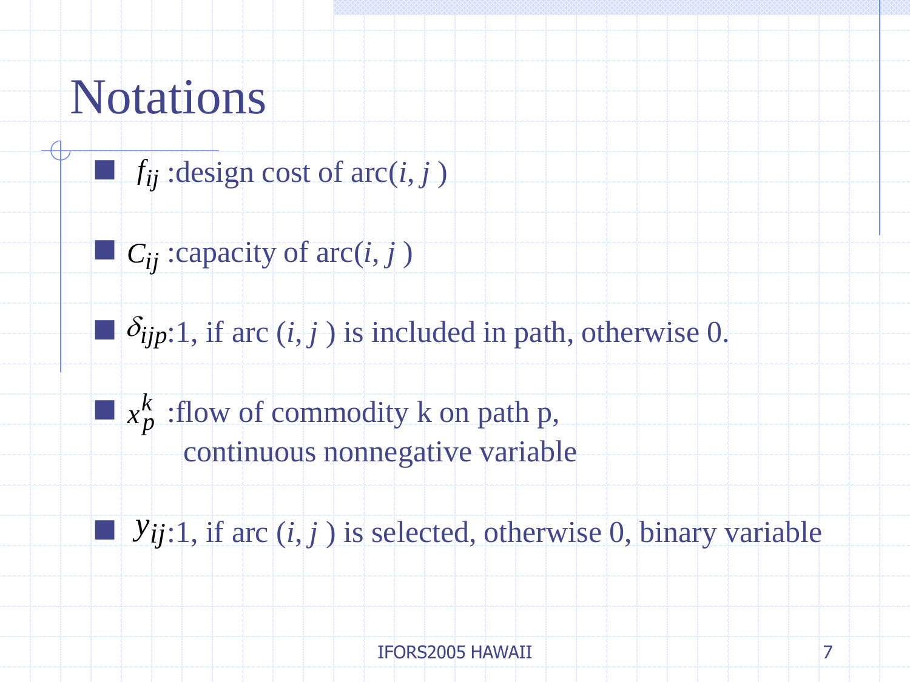# Notations

- $f_{ij}$ :design cost of arc$(i, j)$
- $C_{ij}$ :capacity of arc$(i, j)$
- $\delta_{ijp}$:1, if arc $(i, j)$ is included in path, otherwise 0.
- $x_p^k$ :flow of commodity k on path p,
  continuous nonnegative variable
- $y_{ij}$:1, if arc $(i, j)$ is selected, otherwise 0, binary variable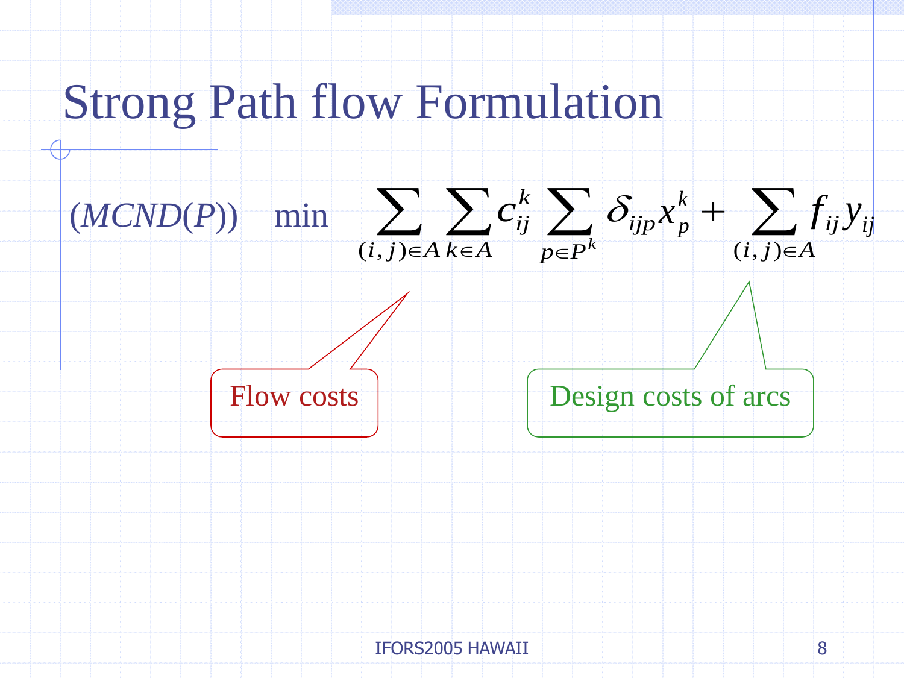# Strong Path flow Formulation

$$(MCND(P)) \quad \min \quad \sum_{(i,j)\in A} \sum_{k\in A} c_{ij}^k \sum_{p\in P^k} \delta_{ijp} x_p^k + \sum_{(i,j)\in A} f_{ij} y_{ij}$$

Flow costs

Design costs of arcs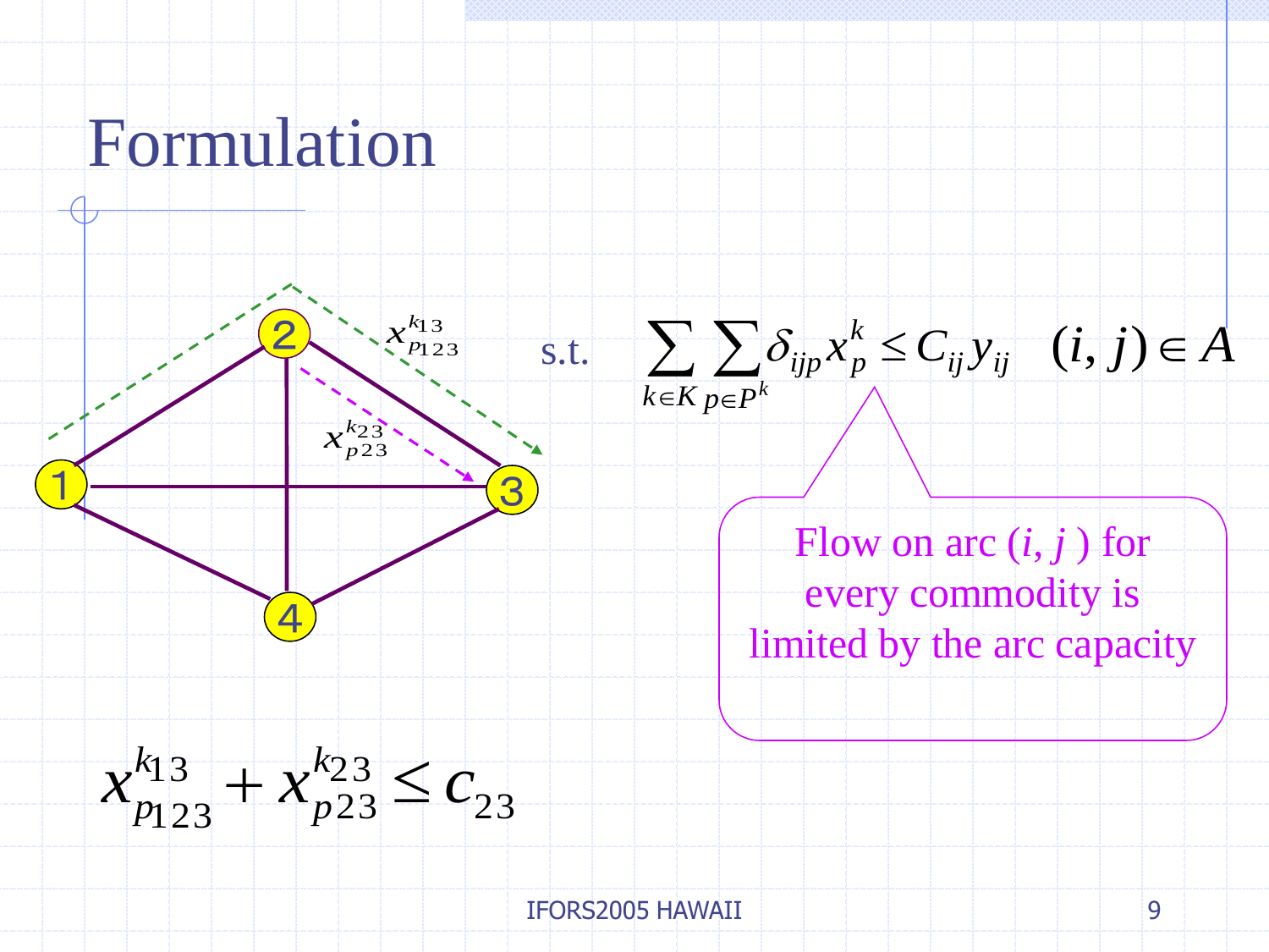# Formulation

s.t. $$\sum_{k \in K} \sum_{p \in P^k} \delta_{ijp} x_p^k \leq C_{ij} y_{ij} \quad (i,j) \in A$$

Flow on arc $(i, j)$ for every commodity is limited by the arc capacity

$x_{p123}^{k13}$

$x_{p23}^{k23}$

$$x_{p123}^{k13} + x_{p23}^{k23} \leq c_{23}$$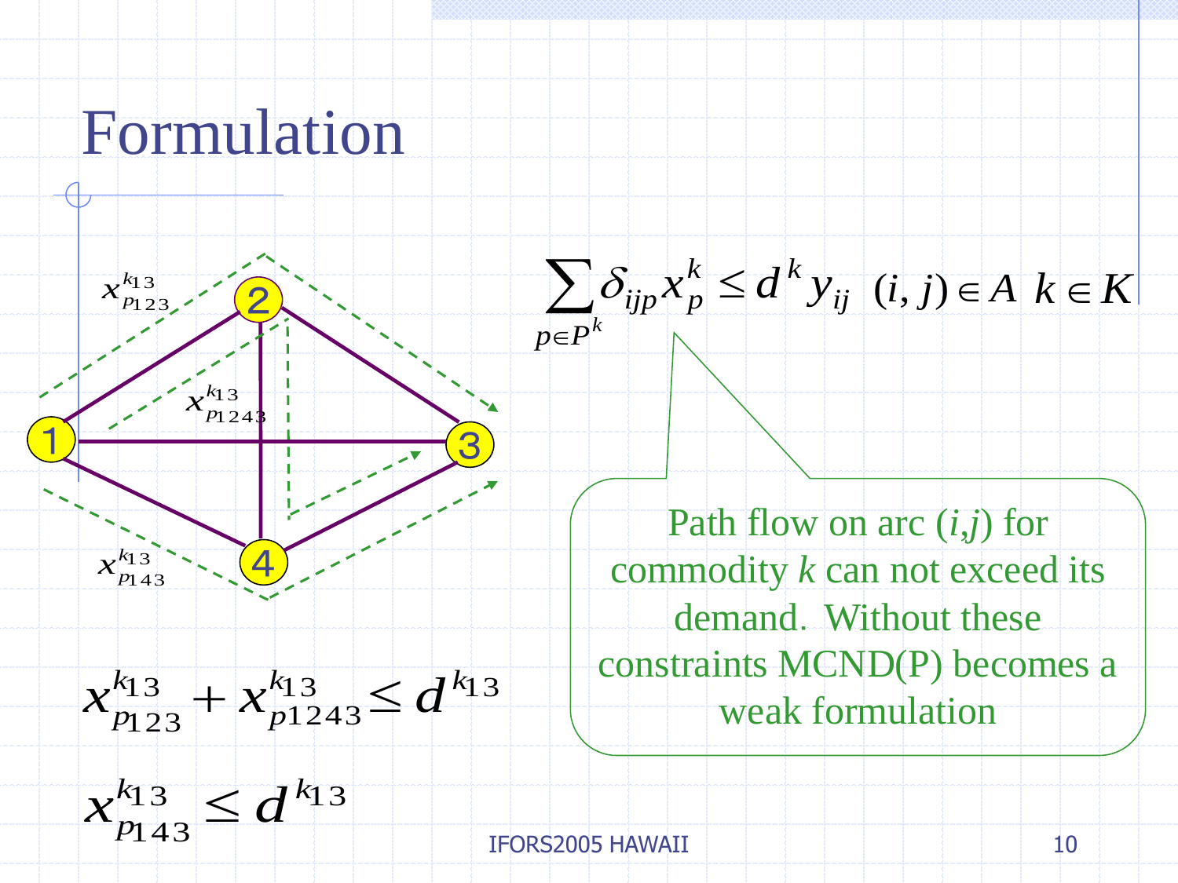# Formulation

$$\sum_{p \in P^k} \delta_{ijp} x_p^k \leq d^k y_{ij} \quad (i,j) \in A \;\; k \in K$$

Path flow on arc $(i,j)$ for commodity $k$ can not exceed its demand. Without these constraints MCND(P) becomes a weak formulation

$x_{p123}^{k13}$, $x_{p1243}^{k13}$, $x_{p143}^{k13}$

$$x_{p123}^{k13} + x_{p1243}^{k13} \leq d^{k13}$$

$$x_{p143}^{k13} \leq d^{k13}$$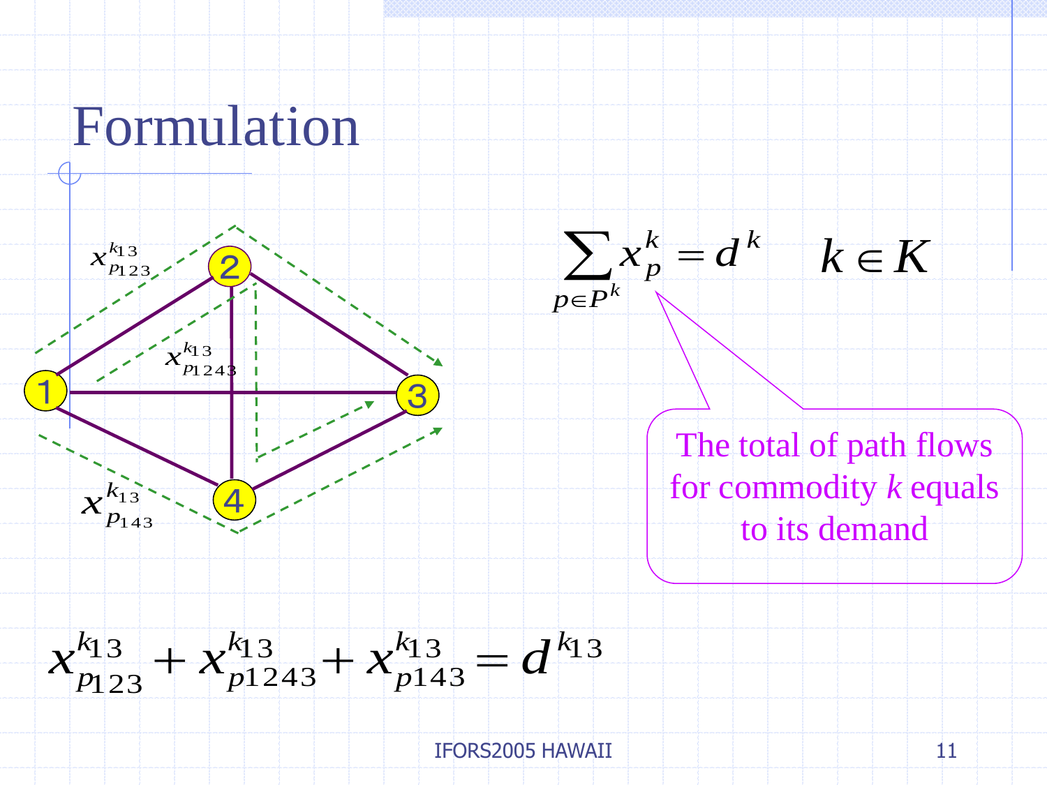# Formulation

$x_{p123}^{k13}$

$x_{p1243}^{k13}$

$x_{p143}^{k13}$

$$\sum_{p \in P^k} x_p^k = d^k \qquad k \in K$$

The total of path flows for commodity *k* equals to its demand

$$x_{p123}^{k13} + x_{p1243}^{k13} + x_{p143}^{k13} = d^{k13}$$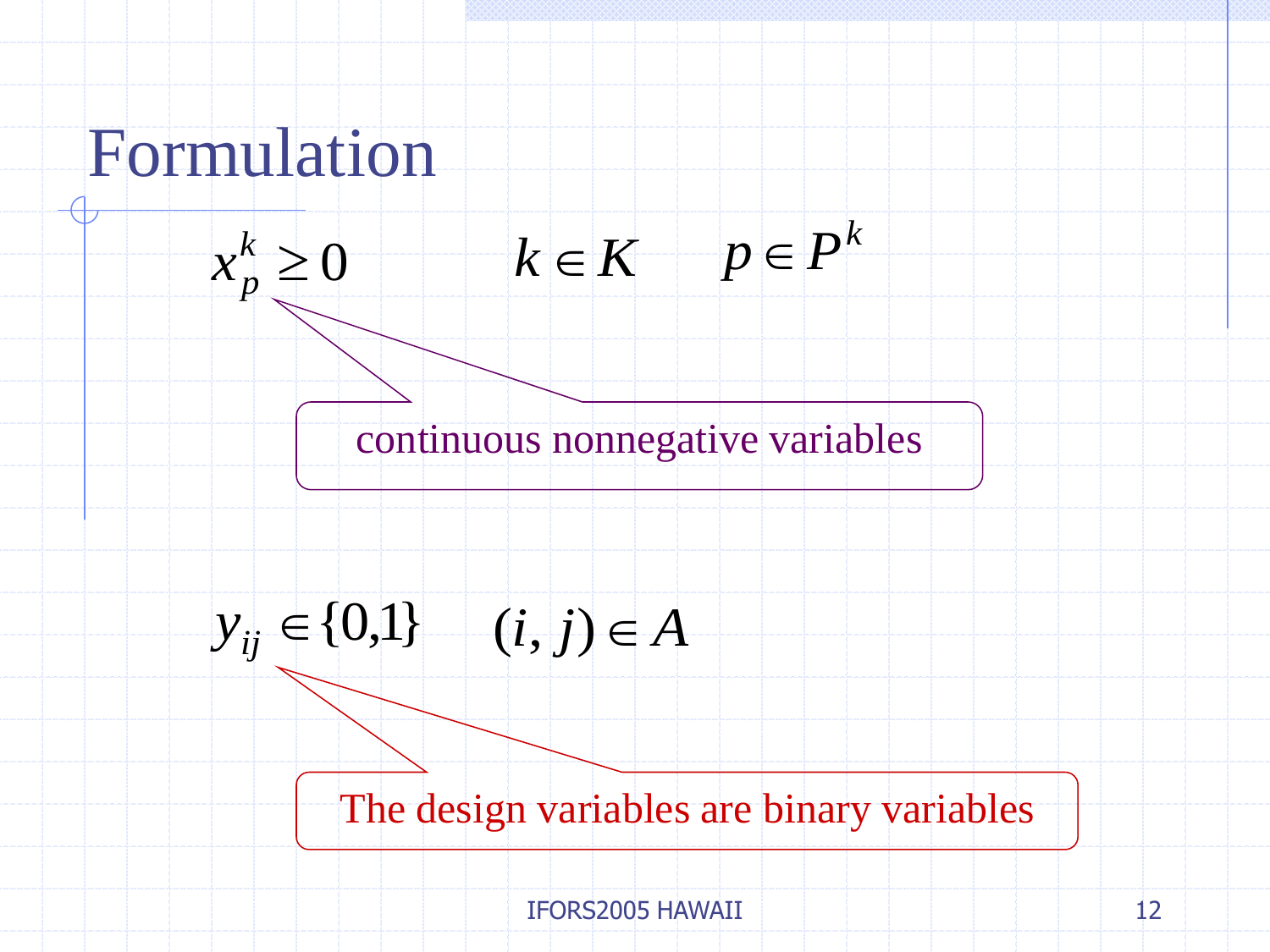# Formulation

$$x_p^k \geq 0 \qquad k \in K \qquad p \in P^k$$

continuous nonnegative variables

$$y_{ij} \in \{0,1\} \qquad (i,j) \in A$$

The design variables are binary variables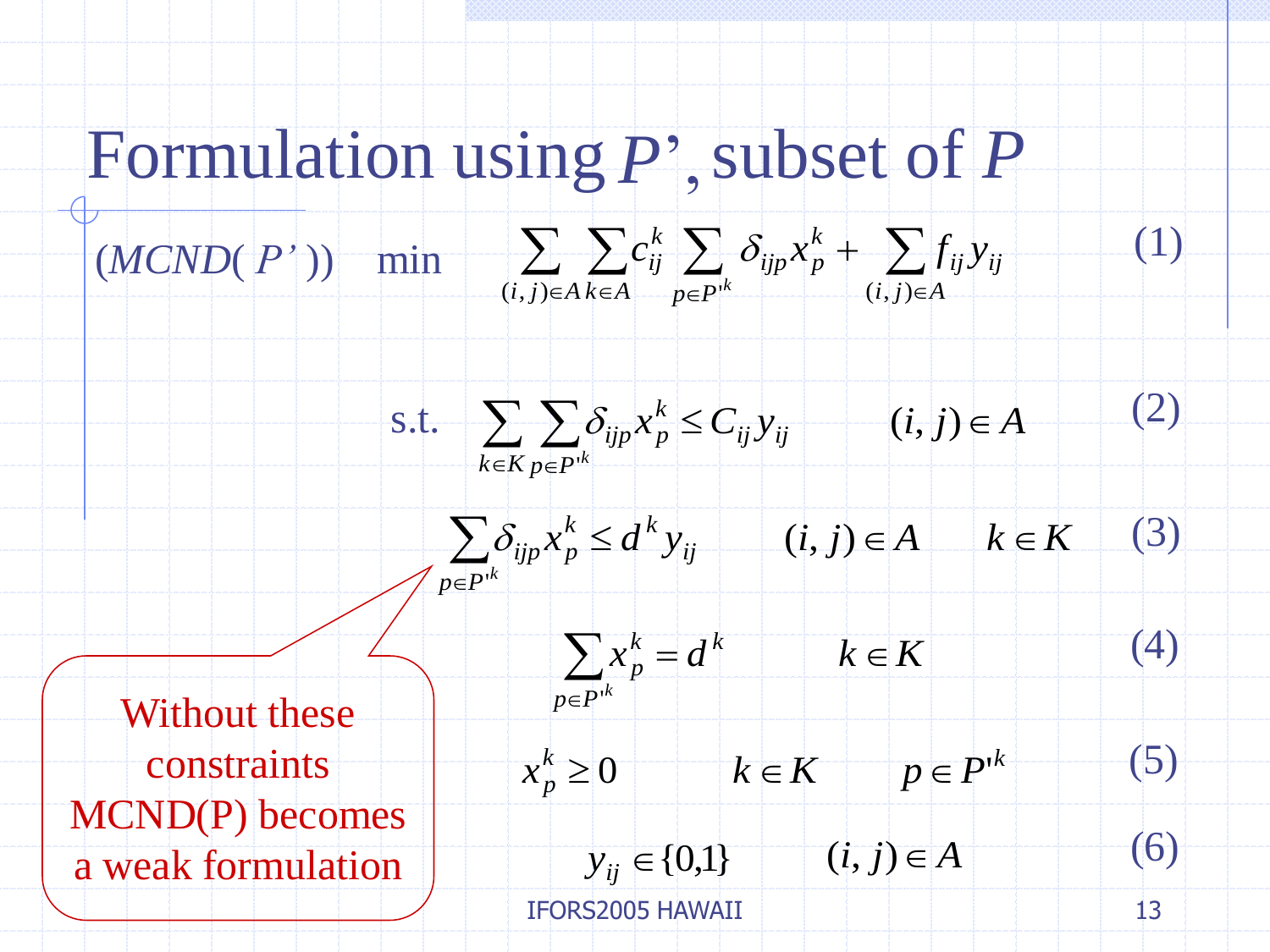# Formulation using *P*', subset of *P*

(*MCND*(*P*'))

$$\min \sum_{(i,j)\in A} \sum_{k\in A} c_{ij}^k \sum_{p\in P'^k} \delta_{ijp} x_p^k + \sum_{(i,j)\in A} f_{ij} y_{ij} \quad (1)$$

s.t.

$$\sum_{k\in K} \sum_{p\in P'^k} \delta_{ijp} x_p^k \le C_{ij} y_{ij} \qquad (i,j)\in A \quad (2)$$

$$\sum_{p\in P'^k} \delta_{ijp} x_p^k \le d^k y_{ij} \qquad (i,j)\in A \qquad k\in K \quad (3)$$

$$\sum_{p\in P'^k} x_p^k = d^k \qquad k\in K \quad (4)$$

$$x_p^k \ge 0 \qquad k\in K \qquad p\in P'^k \quad (5)$$

$$y_{ij} \in \{0,1\} \qquad (i,j)\in A \quad (6)$$

Without these constraints MCND(P) becomes a weak formulation

IFORS2005 HAWAII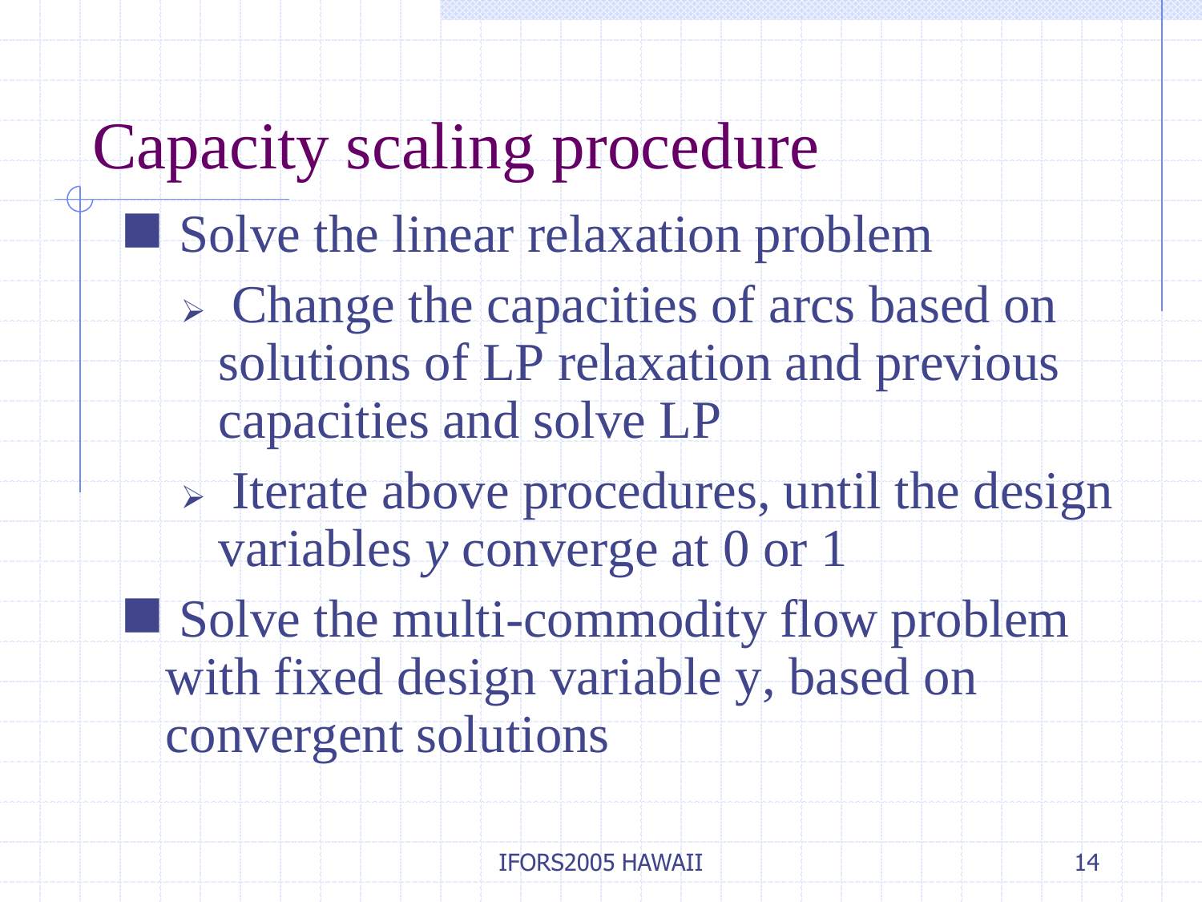# Capacity scaling procedure

- Solve the linear relaxation problem
  - Change the capacities of arcs based on solutions of LP relaxation and previous capacities and solve LP
  - Iterate above procedures, until the design variables $y$ converge at 0 or 1
- Solve the multi-commodity flow problem with fixed design variable y, based on convergent solutions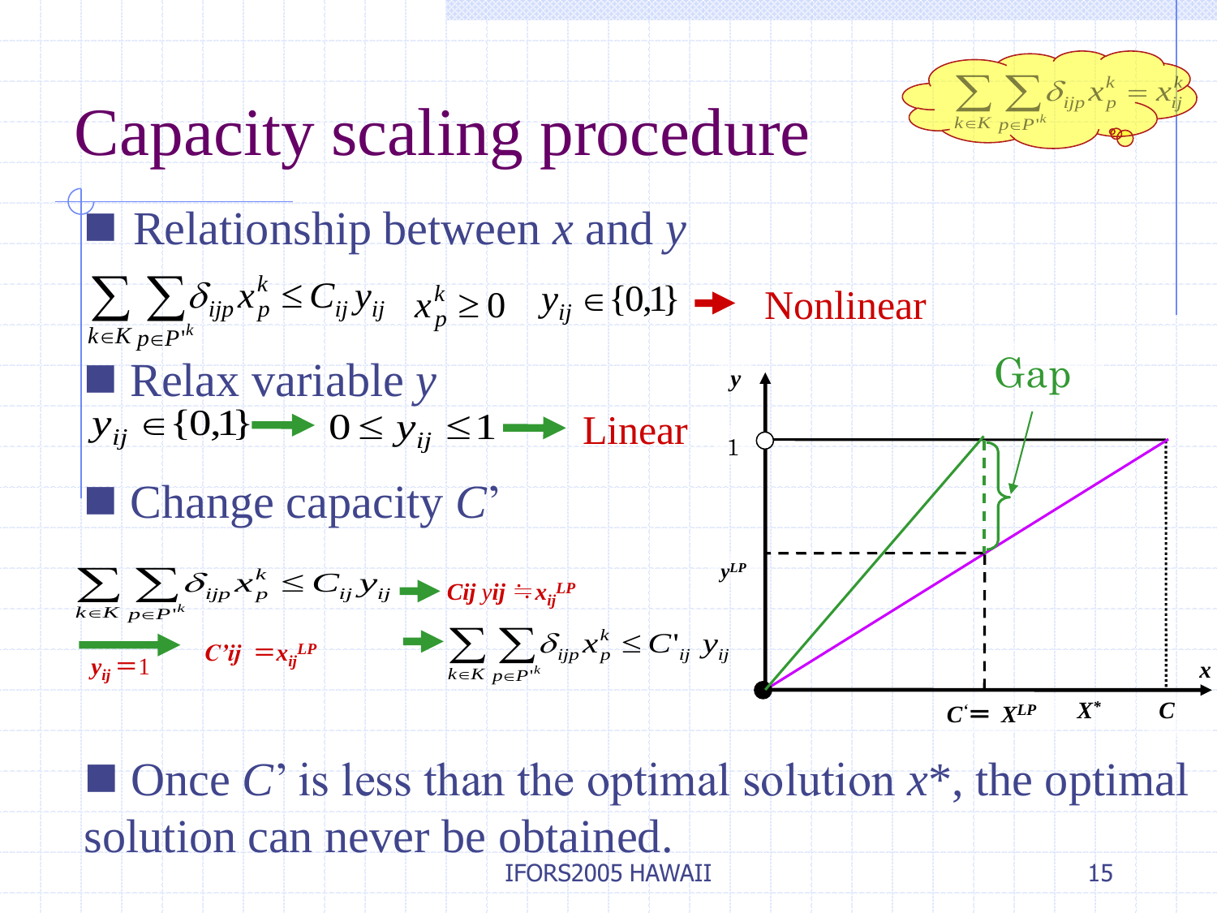# Capacity scaling procedure

$$\sum_{k \in K} \sum_{p \in P'^k} \delta_{ijp} x_p^k = x_{ij}^k$$

- Relationship between $x$ and $y$

$$\sum_{k \in K} \sum_{p \in P'^k} \delta_{ijp} x_p^k \le C_{ij} y_{ij} \quad x_p^k \ge 0 \quad y_{ij} \in \{0,1\}$$ → Nonlinear

- Relax variable $y$

$y_{ij} \in \{0,1\}$ → $0 \le y_{ij} \le 1$ → Linear

- Change capacity $C'$

$$\sum_{k \in K} \sum_{p \in P'^k} \delta_{ijp} x_p^k \le C_{ij} y_{ij}$$ → $C_{ij} y_{ij} \doteqdot x_{ij}^{LP}$

→ $y_{ij} = 1$ $\quad C'_{ij} = x_{ij}^{LP}$ → $$\sum_{k \in K} \sum_{p \in P'^k} \delta_{ijp} x_p^k \le C'_{ij} y_{ij}$$

Gap

$y$, 1, $y^{LP}$, $x$, $C' = X^{LP}$, $X^*$, $C$

- Once $C'$ is less than the optimal solution $x^*$, the optimal solution can never be obtained.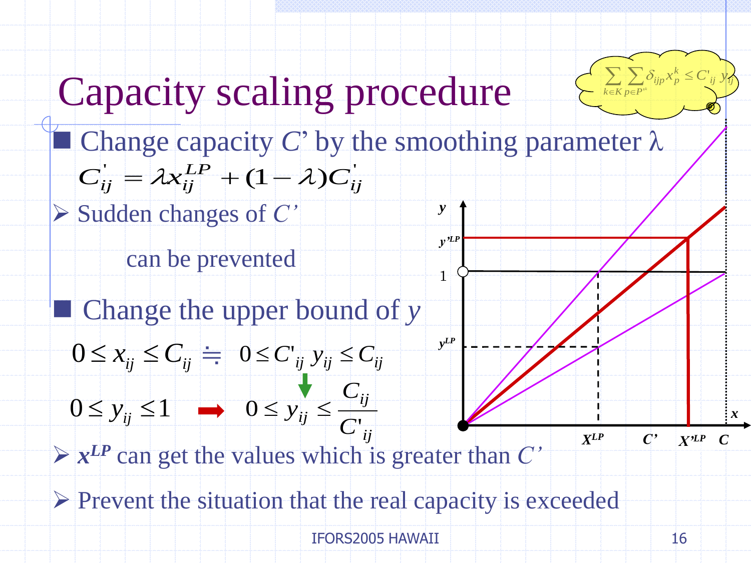# Capacity scaling procedure

$$\sum_{k \in K} \sum_{p \in P^k} \delta_{ijp} x_p^k \le C'_{ij} \, y_{ij}$$

- Change capacity $C'$ by the smoothing parameter $\lambda$

$$C'_{ij} = \lambda x_{ij}^{LP} + (1 - \lambda) C'_{ij}$$

  - Sudden changes of $C'$ can be prevented

- Change the upper bound of $y$

$$0 \le x_{ij} \le C_{ij} \doteqdot 0 \le C'_{ij} \, y_{ij} \le C_{ij}$$

$$0 \le y_{ij} \le 1 \;\Rightarrow\; 0 \le y_{ij} \le \frac{C_{ij}}{C'_{ij}}$$

  - $x^{LP}$ can get the values which is greater than $C'$
  - Prevent the situation that the real capacity is exceeded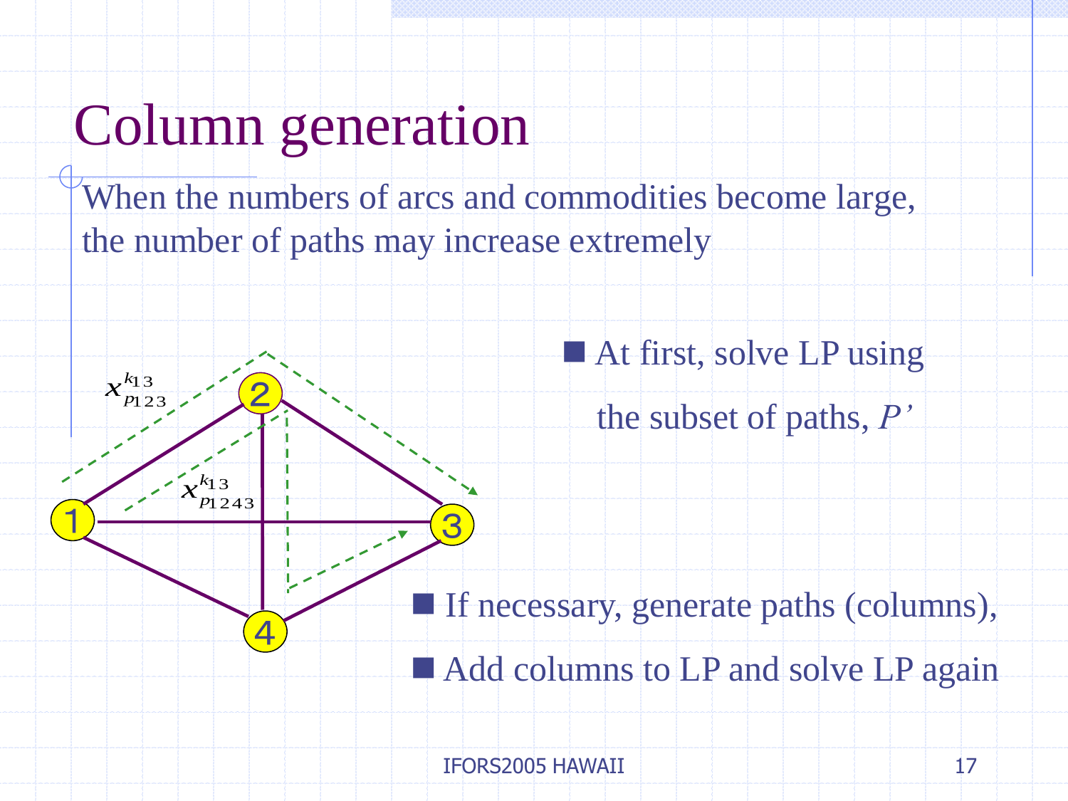# Column generation

When the numbers of arcs and commodities become large, the number of paths may increase extremely

$x^{k13}_{p123}$

$x^{k13}_{p1243}$

- At first, solve LP using the subset of paths, *P'*

- If necessary, generate paths (columns),
- Add columns to LP and solve LP again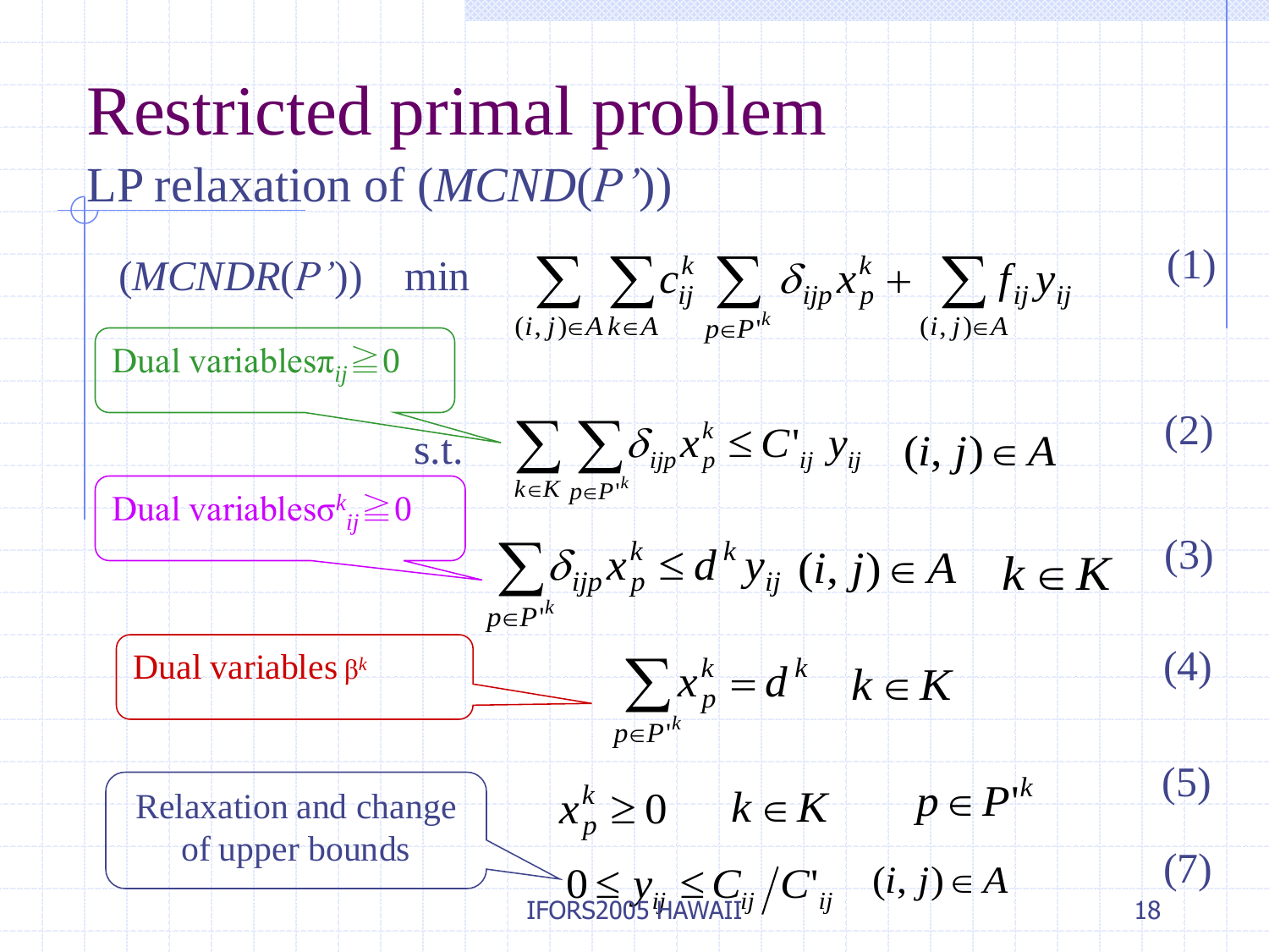# Restricted primal problem

LP relaxation of $(MCND(P'))$

$(MCNDR(P'))$ min

$$\sum_{(i,j)\in A}\sum_{k\in A} c_{ij}^k \sum_{p\in P'^k} \delta_{ijp} x_p^k + \sum_{(i,j)\in A} f_{ij} y_{ij} \quad (1)$$

s.t.

Dual variables $\pi_{ij} \geqq 0$

$$\sum_{k\in K}\sum_{p\in P'^k} \delta_{ijp} x_p^k \le C'_{ij}\, y_{ij} \quad (i,j)\in A \quad (2)$$

Dual variables $\sigma^k_{ij} \geqq 0$

$$\sum_{p\in P'^k} \delta_{ijp} x_p^k \le d^k y_{ij} \quad (i,j)\in A \quad k\in K \quad (3)$$

Dual variables $\beta^k$

$$\sum_{p\in P'^k} x_p^k = d^k \quad k\in K \quad (4)$$

$$x_p^k \ge 0 \quad k\in K \quad p\in P'^k \quad (5)$$

Relaxation and change of upper bounds

$$0 \le y_{ij} \le C_{ij} / C'_{ij} \quad (i,j)\in A \quad (7)$$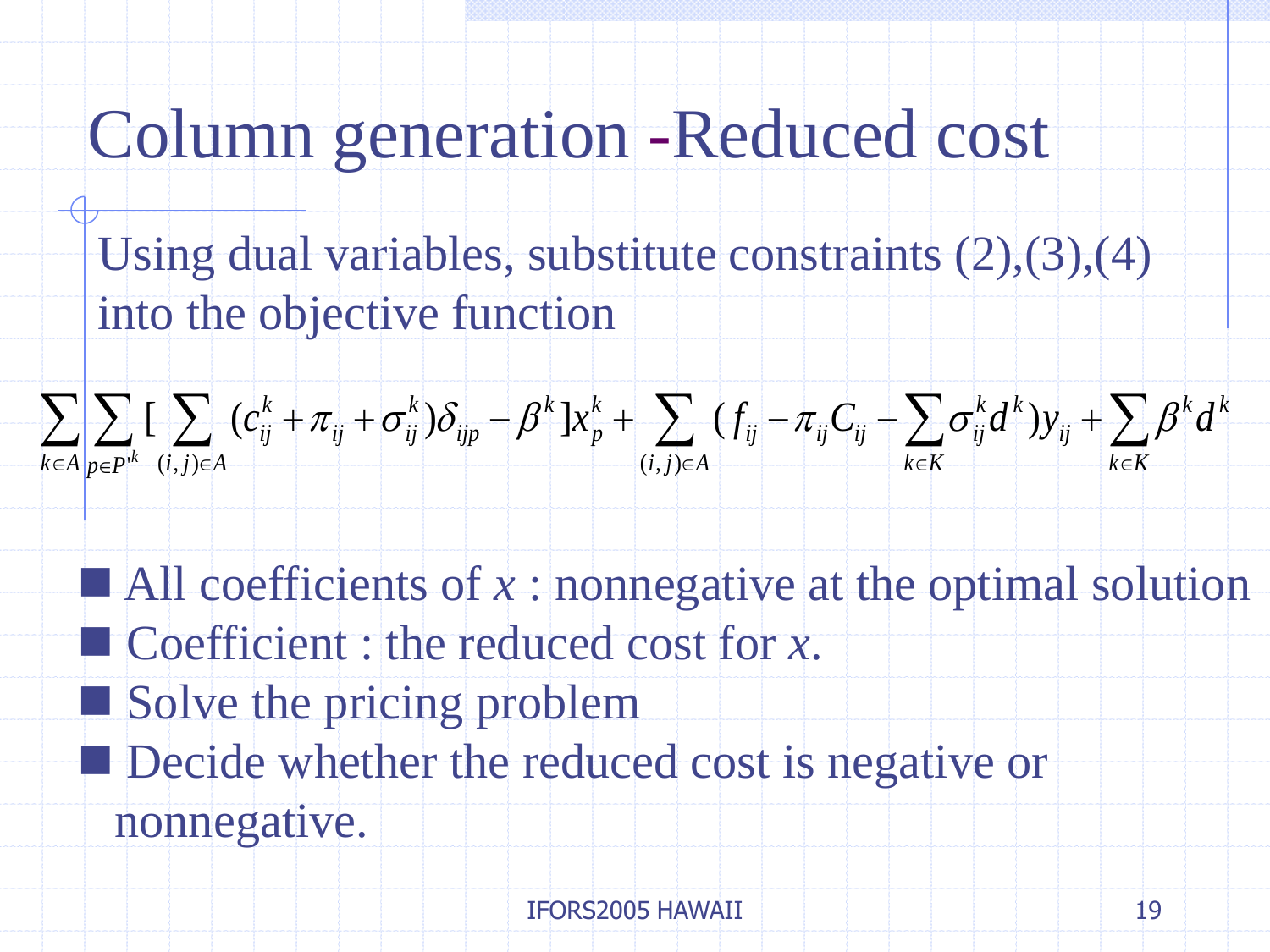# Column generation -Reduced cost

Using dual variables, substitute constraints (2),(3),(4) into the objective function

$$\sum_{k \in A} \sum_{p \in P'^k} \Big[ \sum_{(i,j) \in A} (c_{ij}^k + \pi_{ij} + \sigma_{ij}^k) \delta_{ijp} - \beta^k \Big] x_p^k + \sum_{(i,j) \in A} \Big( f_{ij} - \pi_{ij} C_{ij} - \sum_{k \in K} \sigma_{ij}^k d^k \Big) y_{ij} + \sum_{k \in K} \beta^k d^k$$

- All coefficients of $x$ : nonnegative at the optimal solution
- Coefficient : the reduced cost for $x$.
- Solve the pricing problem
- Decide whether the reduced cost is negative or nonnegative.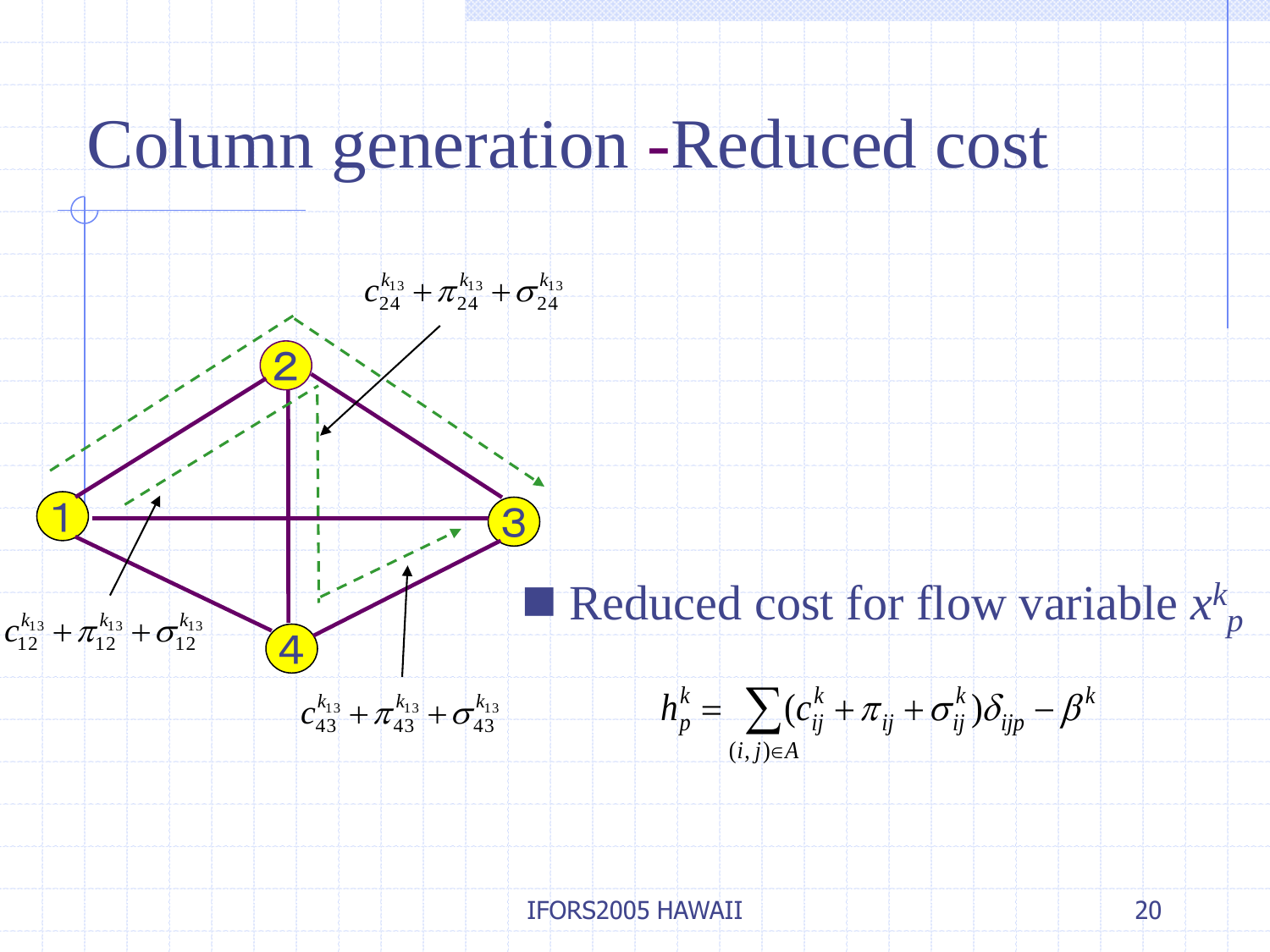# Column generation -Reduced cost

$c_{24}^{k_{13}} + \pi_{24}^{k_{13}} + \sigma_{24}^{k_{13}}$

$c_{12}^{k_{13}} + \pi_{12}^{k_{13}} + \sigma_{12}^{k_{13}}$

$c_{43}^{k_{13}} + \pi_{43}^{k_{13}} + \sigma_{43}^{k_{13}}$

- Reduced cost for flow variable $x_p^k$

$$h_p^k = \sum_{(i,j) \in A} (c_{ij}^k + \pi_{ij} + \sigma_{ij}^k)\delta_{ijp} - \beta^k$$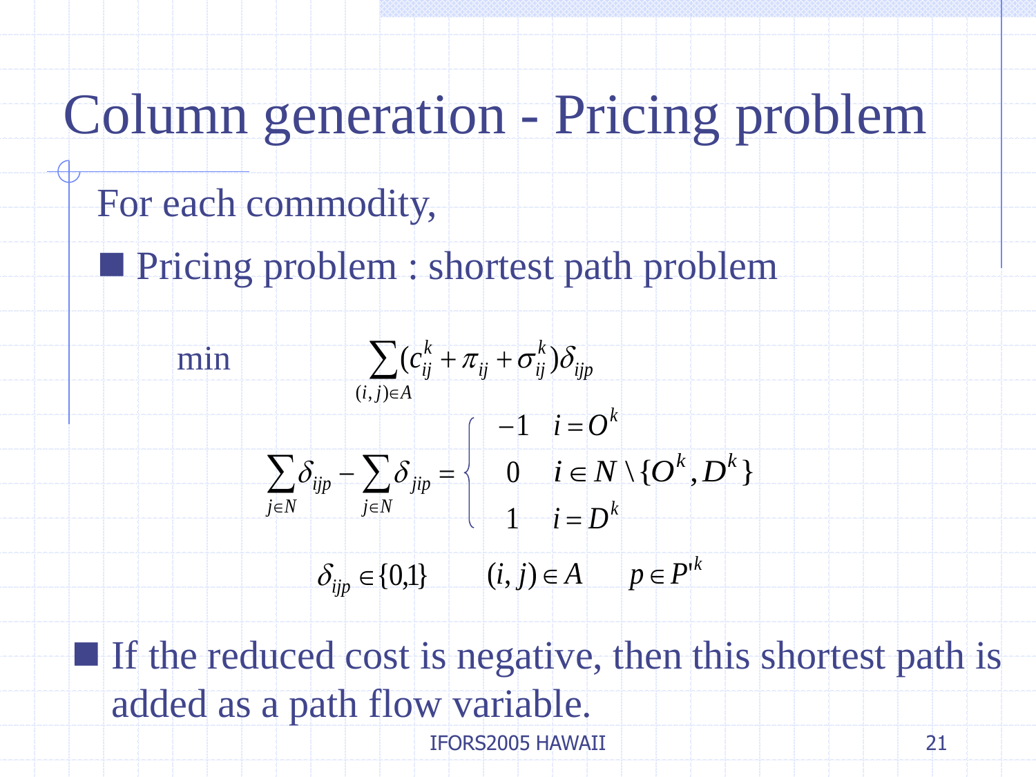# Column generation - Pricing problem

For each commodity,

- Pricing problem : shortest path problem

$$
\min \quad \sum_{(i,j)\in A} (c_{ij}^k + \pi_{ij} + \sigma_{ij}^k)\delta_{ijp}
$$

$$
\sum_{j\in N} \delta_{ijp} - \sum_{j\in N} \delta_{jip} = \begin{cases} -1 & i = O^k \\ 0 & i \in N \setminus \{O^k, D^k\} \\ 1 & i = D^k \end{cases}
$$

$$
\delta_{ijp} \in \{0,1\} \qquad (i,j) \in A \qquad p \in P'^k
$$

- If the reduced cost is negative, then this shortest path is added as a path flow variable.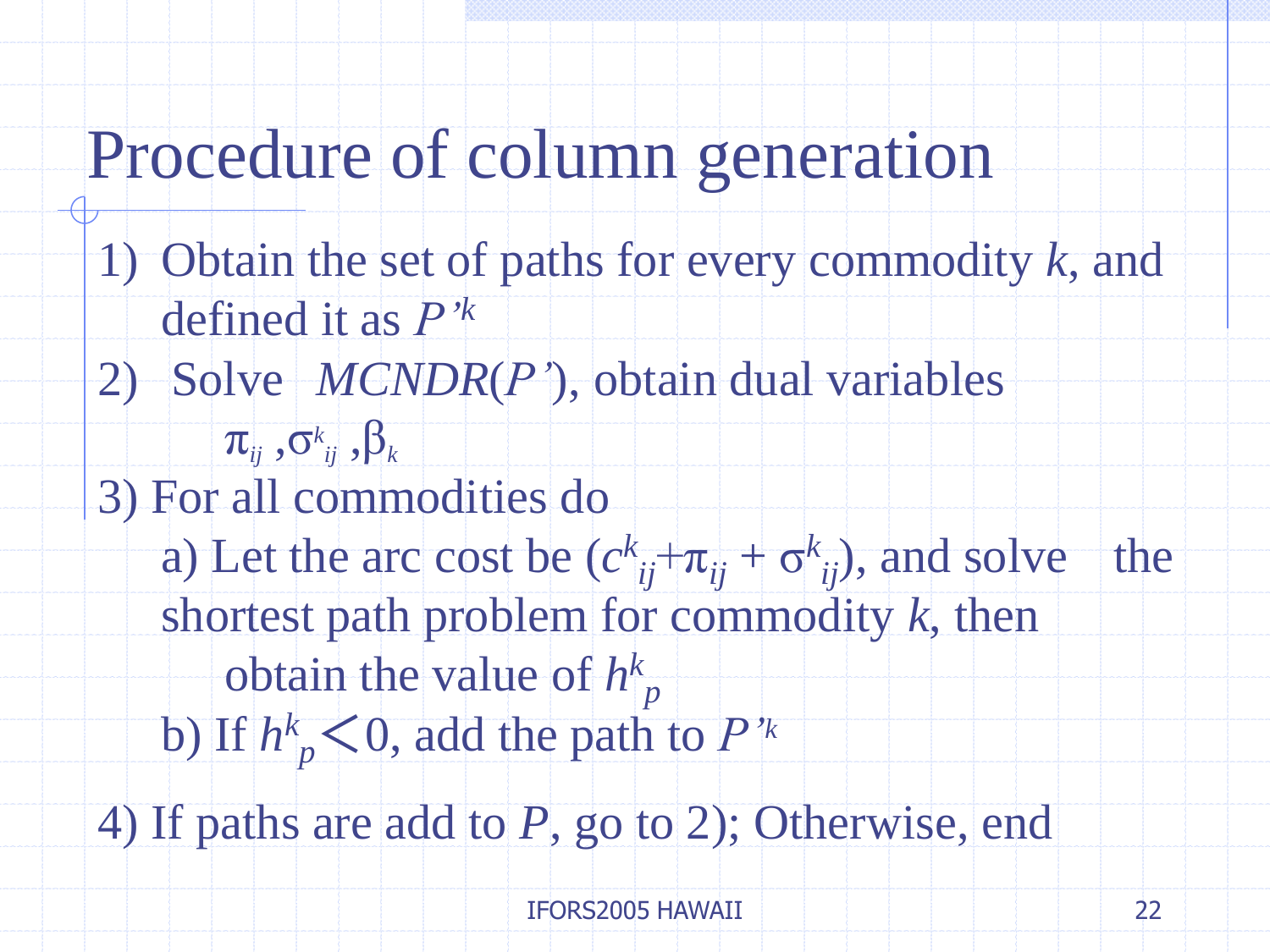# Procedure of column generation

1) Obtain the set of paths for every commodity *k*, and defined it as $P'^k$
2) Solve *MCNDR*($P'$), obtain dual variables

   $\pi_{ij}$ ,$\sigma^k_{ij}$ ,$\beta_k$
3) For all commodities do
   a) Let the arc cost be $(c^k_{ij}+\pi_{ij} + \sigma^k_{ij})$, and solve the shortest path problem for commodity *k*, then obtain the value of $h^k_p$
   b) If $h^k_p < 0$, add the path to $P'^k$
4) If paths are add to *P*, go to 2); Otherwise, end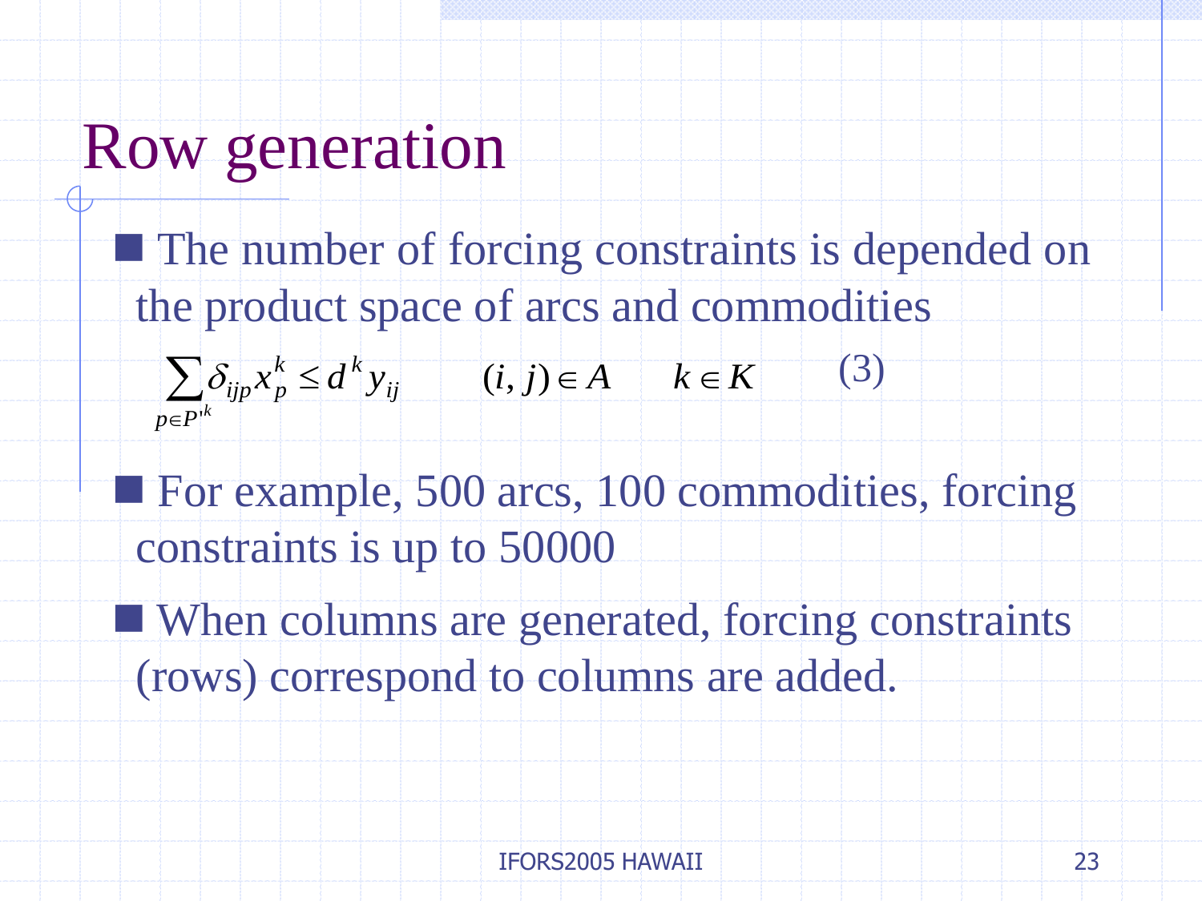# Row generation

- The number of forcing constraints is depended on the product space of arcs and commodities

$$\sum_{p \in P'^k} \delta_{ijp} x_p^k \le d^k y_{ij} \qquad (i,j) \in A \qquad k \in K \qquad (3)$$

- For example, 500 arcs, 100 commodities, forcing constraints is up to 50000
- When columns are generated, forcing constraints (rows) correspond to columns are added.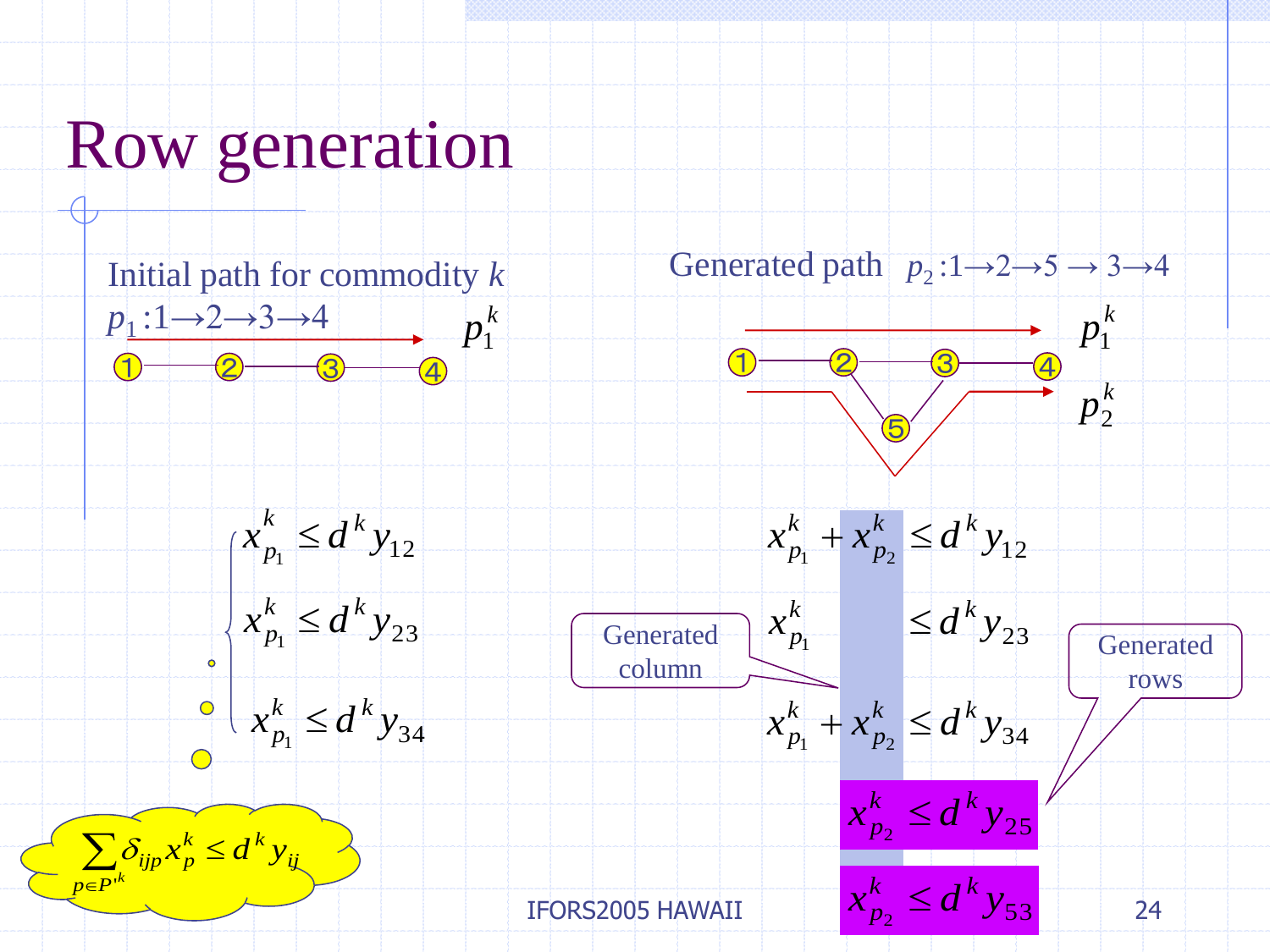# Row generation

Initial path for commodity $k$

$p_1 : 1 \rightarrow 2 \rightarrow 3 \rightarrow 4$

$p_1^k$

$$
\begin{cases}
x_{p_1}^k \le d^k y_{12} \\
x_{p_1}^k \le d^k y_{23} \\
x_{p_1}^k \le d^k y_{34}
\end{cases}
$$

$$\sum_{p \in P'^k} \delta_{ijp} x_p^k \le d^k y_{ij}$$

Generated path $p_2 : 1 \rightarrow 2 \rightarrow 5 \rightarrow 3 \rightarrow 4$

$p_1^k$

$p_2^k$

$$x_{p_1}^k + x_{p_2}^k \le d^k y_{12}$$

$$x_{p_1}^k \le d^k y_{23}$$

$$x_{p_1}^k + x_{p_2}^k \le d^k y_{34}$$

$$x_{p_2}^k \le d^k y_{25}$$

$$x_{p_2}^k \le d^k y_{53}$$

Generated column

Generated rows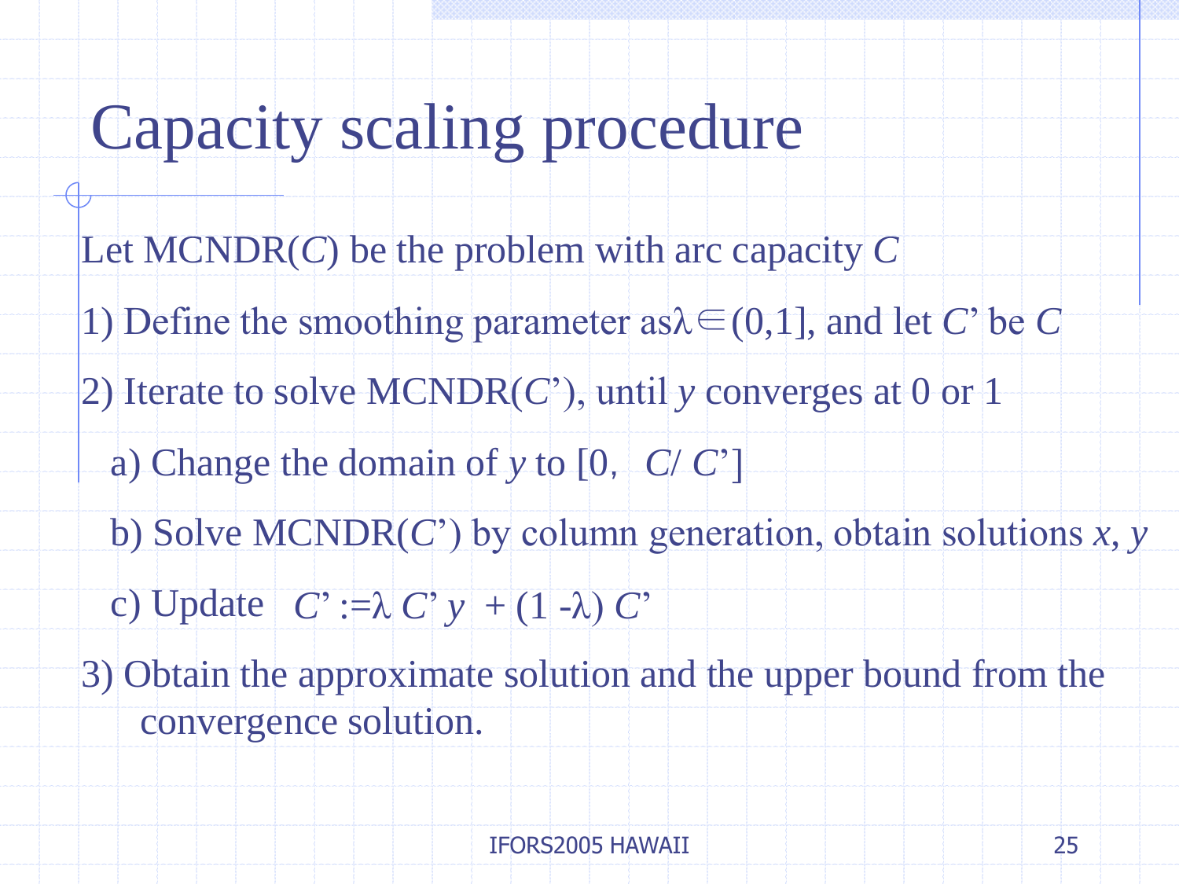# Capacity scaling procedure

Let MCNDR($C$) be the problem with arc capacity $C$

1) Define the smoothing parameter as $\lambda \in (0,1]$, and let $C'$ be $C$

2) Iterate to solve MCNDR($C'$), until $y$ converges at 0 or 1

   a) Change the domain of $y$ to $[0, C/C']$

   b) Solve MCNDR($C'$) by column generation, obtain solutions $x$, $y$

   c) Update $C' := \lambda C' y + (1 - \lambda) C'$

3) Obtain the approximate solution and the upper bound from the convergence solution.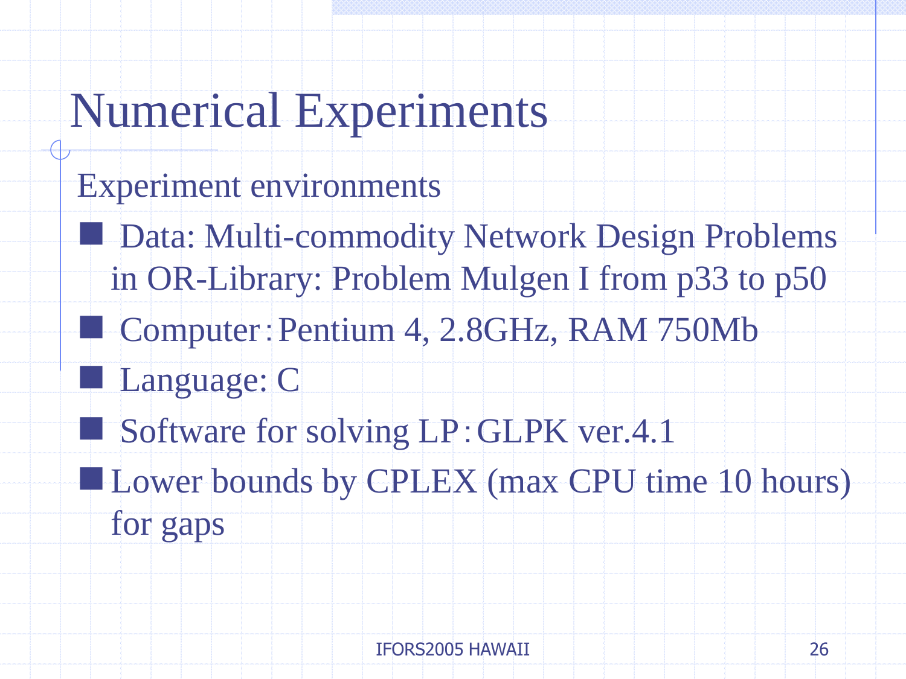# Numerical Experiments

Experiment environments

- Data: Multi-commodity Network Design Problems in OR-Library: Problem Mulgen I from p33 to p50
- Computer：Pentium 4, 2.8GHz, RAM 750Mb
- Language: C
- Software for solving LP：GLPK ver.4.1
- Lower bounds by CPLEX (max CPU time 10 hours) for gaps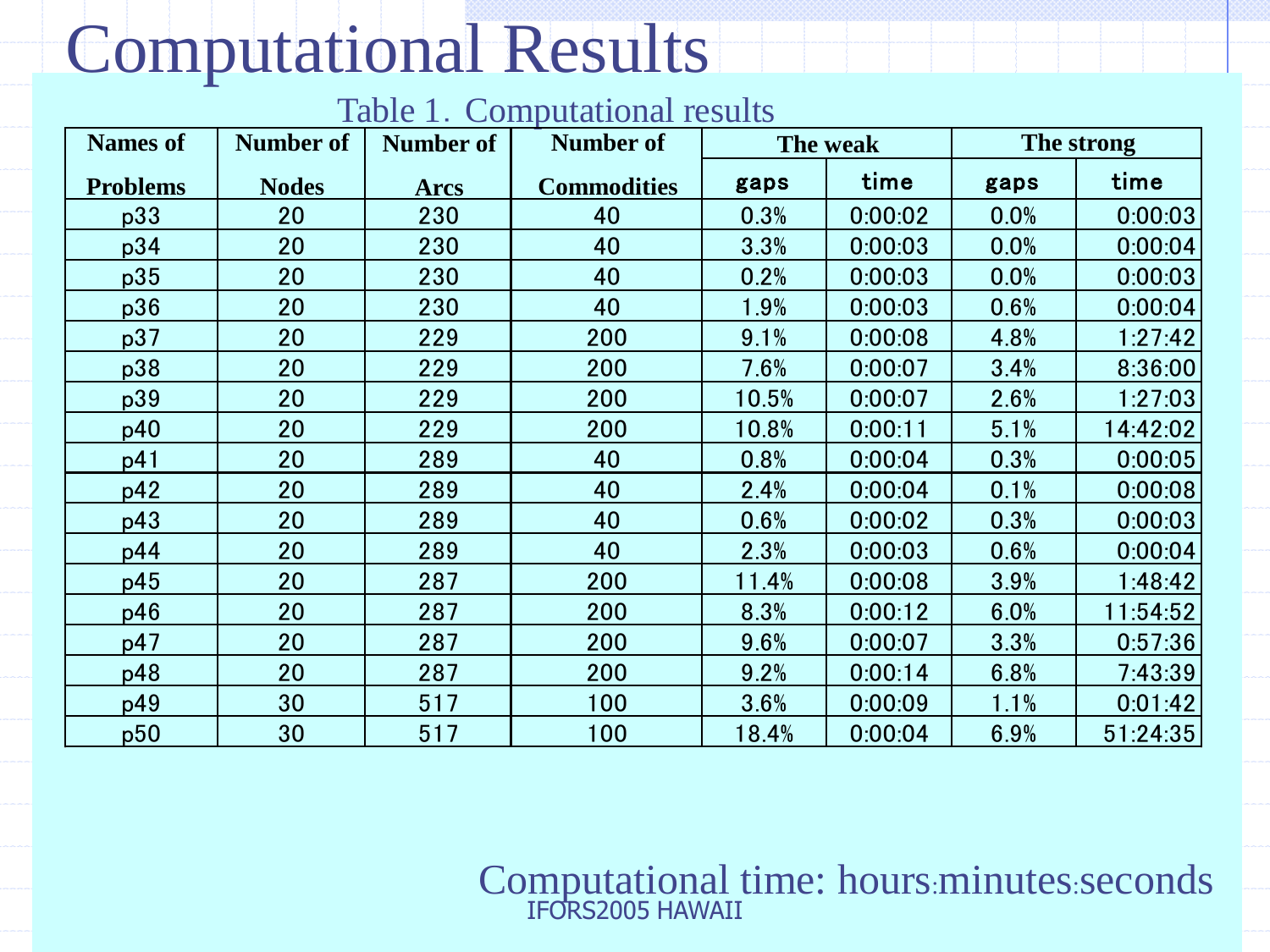# Computational Results

Table 1. Computational results

| Names of Problems | Number of Nodes | Number of Arcs | Number of Commodities | The weak | | The strong | |
|---|---|---|---|---|---|---|---|
| | | | | gaps | time | gaps | time |
| p33 | 20 | 230 | 40 | 0.3% | 0:00:02 | 0.0% | 0:00:03 |
| p34 | 20 | 230 | 40 | 3.3% | 0:00:03 | 0.0% | 0:00:04 |
| p35 | 20 | 230 | 40 | 0.2% | 0:00:03 | 0.0% | 0:00:03 |
| p36 | 20 | 230 | 40 | 1.9% | 0:00:03 | 0.6% | 0:00:04 |
| p37 | 20 | 229 | 200 | 9.1% | 0:00:08 | 4.8% | 1:27:42 |
| p38 | 20 | 229 | 200 | 7.6% | 0:00:07 | 3.4% | 8:36:00 |
| p39 | 20 | 229 | 200 | 10.5% | 0:00:07 | 2.6% | 1:27:03 |
| p40 | 20 | 229 | 200 | 10.8% | 0:00:11 | 5.1% | 14:42:02 |
| p41 | 20 | 289 | 40 | 0.8% | 0:00:04 | 0.3% | 0:00:05 |
| p42 | 20 | 289 | 40 | 2.4% | 0:00:04 | 0.1% | 0:00:08 |
| p43 | 20 | 289 | 40 | 0.6% | 0:00:02 | 0.3% | 0:00:03 |
| p44 | 20 | 289 | 40 | 2.3% | 0:00:03 | 0.6% | 0:00:04 |
| p45 | 20 | 287 | 200 | 11.4% | 0:00:08 | 3.9% | 1:48:42 |
| p46 | 20 | 287 | 200 | 8.3% | 0:00:12 | 6.0% | 11:54:52 |
| p47 | 20 | 287 | 200 | 9.6% | 0:00:07 | 3.3% | 0:57:36 |
| p48 | 20 | 287 | 200 | 9.2% | 0:00:14 | 6.8% | 7:43:39 |
| p49 | 30 | 517 | 100 | 3.6% | 0:00:09 | 1.1% | 0:01:42 |
| p50 | 30 | 517 | 100 | 18.4% | 0:00:04 | 6.9% | 51:24:35 |

Computational time: hours:minutes:seconds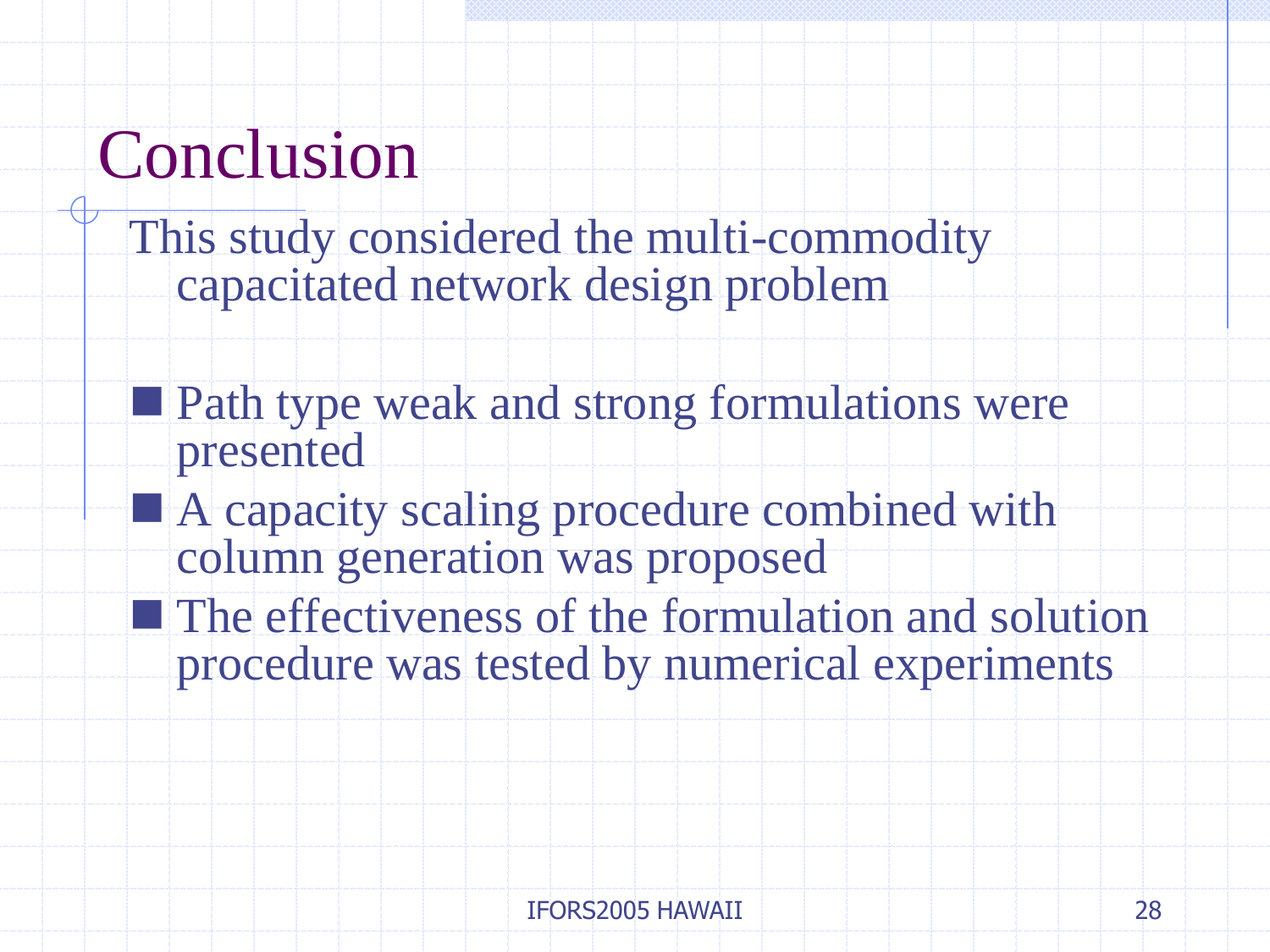# Conclusion

This study considered the multi-commodity capacitated network design problem

- Path type weak and strong formulations were presented
- A capacity scaling procedure combined with column generation was proposed
- The effectiveness of the formulation and solution procedure was tested by numerical experiments